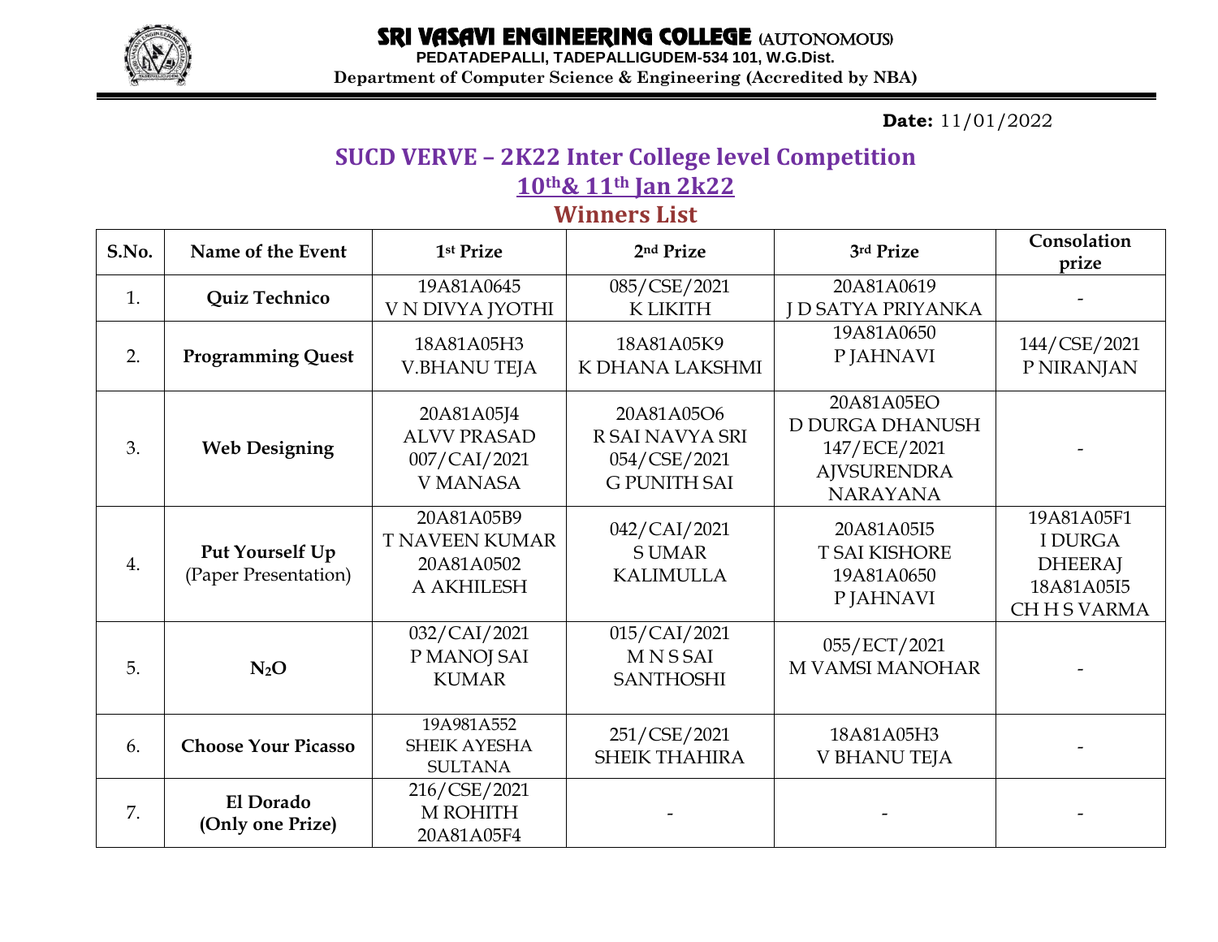# SRI VASAVI ENGINEERING COLLEGE (AUTONOMOUS)

**PEDATADEPALLI, TADEPALLIGUDEM-534 101, W.G.Dist.**

**Department of Computer Science & Engineering (Accredited by NBA)**

**Date:** 11/01/2022

## SUCD VERVE – 2K22 Inter College level Competition

## 10th& 11th Jan 2k22

## Winners List

| S.No. | Name of the Event | 1st Prize | 2nd Prize | 3rd Prize | Consolation prize |
|---|---|---|---|---|---|
| 1. | **Quiz Technico** | 19A81A0645<br>V N DIVYA JYOTHI | 085/CSE/2021<br>K LIKITH | 20A81A0619<br>J D SATYA PRIYANKA | - |
| 2. | **Programming Quest** | 18A81A05H3<br>V.BHANU TEJA | 18A81A05K9<br>K DHANA LAKSHMI | 19A81A0650<br>P JAHNAVI | 144/CSE/2021<br>P NIRANJAN |
| 3. | **Web Designing** | 20A81A05J4<br>ALVV PRASAD<br>007/CAI/2021<br>V MANASA | 20A81A05O6<br>R SAI NAVYA SRI<br>054/CSE/2021<br>G PUNITH SAI | 20A81A05EO<br>D DURGA DHANUSH<br>147/ECE/2021<br>AJVSURENDRA NARAYANA | - |
| 4. | **Put Yourself Up** (Paper Presentation) | 20A81A05B9<br>T NAVEEN KUMAR<br>20A81A0502<br>A AKHILESH | 042/CAI/2021<br>S UMAR KALIMULLA | 20A81A05I5<br>T SAI KISHORE<br>19A81A0650<br>P JAHNAVI | 19A81A05F1<br>I DURGA DHEERAJ<br>18A81A05I5<br>CH H S VARMA |
| 5. | **$N_2O$** | 032/CAI/2021<br>P MANOJ SAI KUMAR | 015/CAI/2021<br>M N S SAI SANTHOSHI | 055/ECT/2021<br>M VAMSI MANOHAR | - |
| 6. | **Choose Your Picasso** | 19A981A552<br>SHEIK AYESHA SULTANA | 251/CSE/2021<br>SHEIK THAHIRA | 18A81A05H3<br>V BHANU TEJA | - |
| 7. | **El Dorado (Only one Prize)** | 216/CSE/2021<br>M ROHITH<br>20A81A05F4 | - | - | - |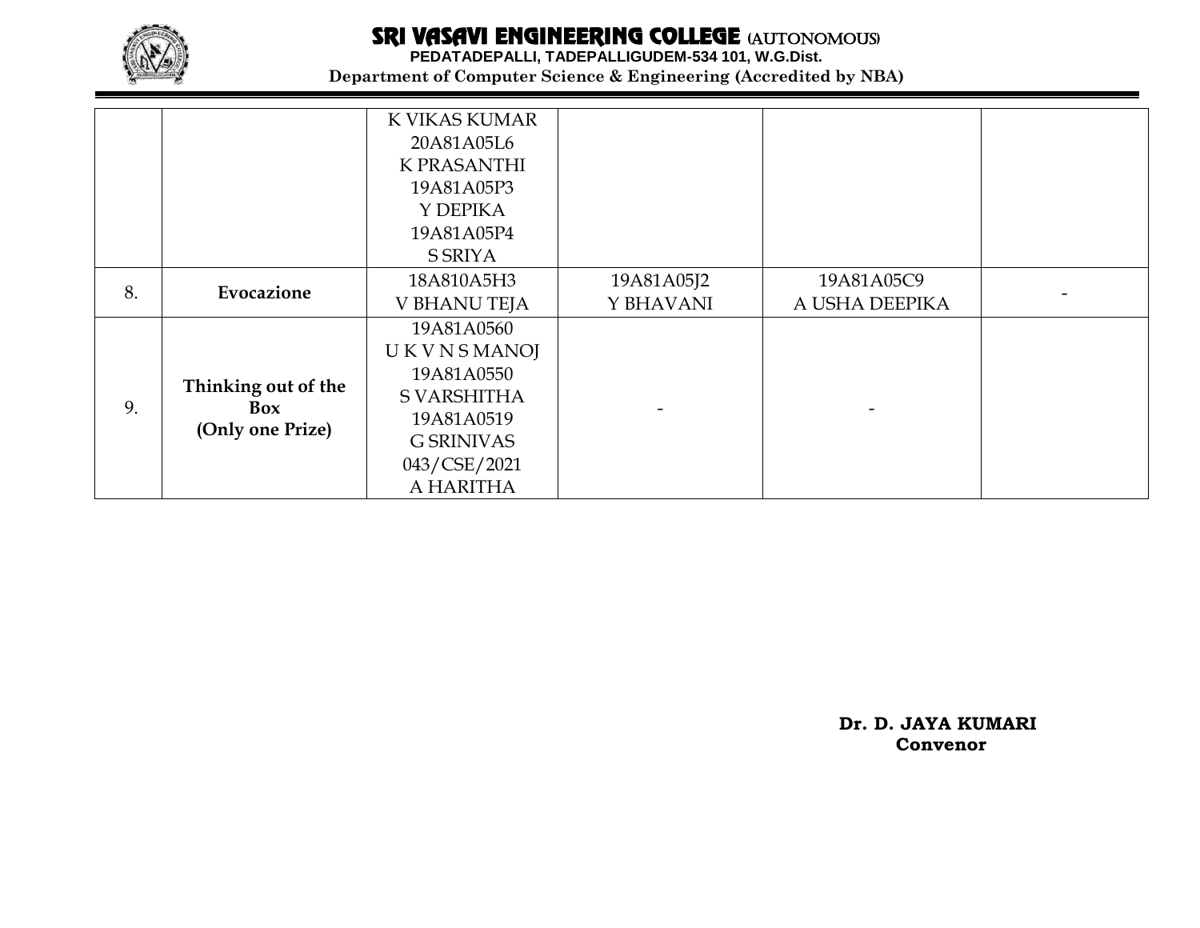# SRI VASAVI ENGINEERING COLLEGE (AUTONOMOUS)

**PEDATADEPALLI, TADEPALLIGUDEM-534 101, W.G.Dist.**

**Department of Computer Science & Engineering (Accredited by NBA)**

| | | | | | |
|---|---|---|---|---|---|
| | | K VIKAS KUMAR<br>20A81A05L6<br>K PRASANTHI<br>19A81A05P3<br>Y DEPIKA<br>19A81A05P4<br>S SRIYA | | | |
| 8. | **Evocazione** | 18A810A5H3<br>V BHANU TEJA | 19A81A05J2<br>Y BHAVANI | 19A81A05C9<br>A USHA DEEPIKA | - |
| 9. | **Thinking out of the Box (Only one Prize)** | 19A81A0560<br>U K V N S MANOJ<br>19A81A0550<br>S VARSHITHA<br>19A81A0519<br>G SRINIVAS<br>043/CSE/2021<br>A HARITHA | - | - | |

**Dr. D. JAYA KUMARI**
**Convenor**